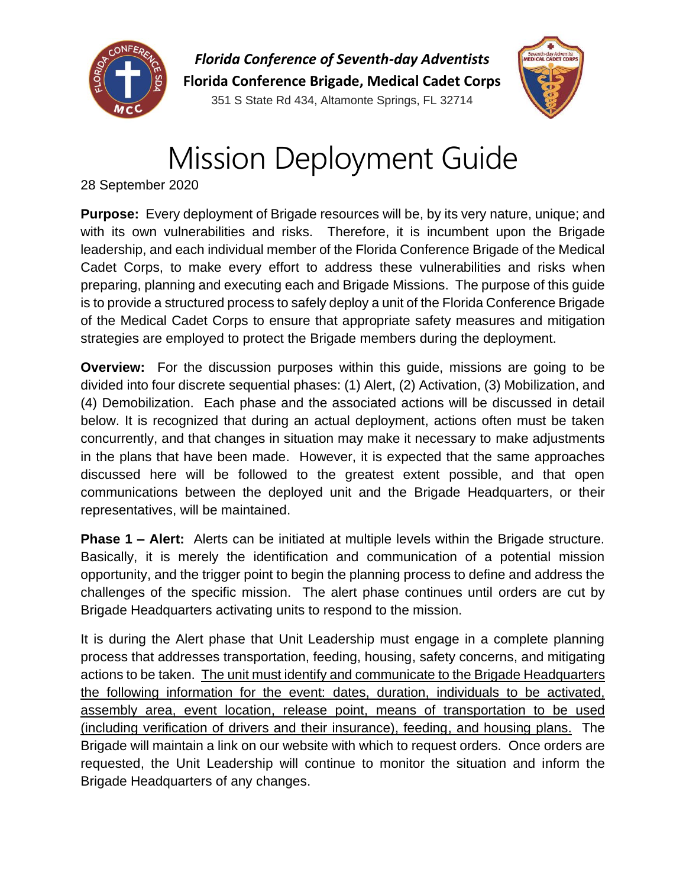*Florida Conference of Seventh-day Adventists*

**Florida Conference Brigade, Medical Cadet Corps**

351 S State Rd 434, Altamonte Springs, FL 32714

# Mission Deployment Guide

28 September 2020

**Purpose:** Every deployment of Brigade resources will be, by its very nature, unique; and with its own vulnerabilities and risks. Therefore, it is incumbent upon the Brigade leadership, and each individual member of the Florida Conference Brigade of the Medical Cadet Corps, to make every effort to address these vulnerabilities and risks when preparing, planning and executing each and Brigade Missions. The purpose of this guide is to provide a structured process to safely deploy a unit of the Florida Conference Brigade of the Medical Cadet Corps to ensure that appropriate safety measures and mitigation strategies are employed to protect the Brigade members during the deployment.

**Overview:** For the discussion purposes within this guide, missions are going to be divided into four discrete sequential phases: (1) Alert, (2) Activation, (3) Mobilization, and (4) Demobilization. Each phase and the associated actions will be discussed in detail below. It is recognized that during an actual deployment, actions often must be taken concurrently, and that changes in situation may make it necessary to make adjustments in the plans that have been made. However, it is expected that the same approaches discussed here will be followed to the greatest extent possible, and that open communications between the deployed unit and the Brigade Headquarters, or their representatives, will be maintained.

**Phase 1 – Alert:** Alerts can be initiated at multiple levels within the Brigade structure. Basically, it is merely the identification and communication of a potential mission opportunity, and the trigger point to begin the planning process to define and address the challenges of the specific mission. The alert phase continues until orders are cut by Brigade Headquarters activating units to respond to the mission.

It is during the Alert phase that Unit Leadership must engage in a complete planning process that addresses transportation, feeding, housing, safety concerns, and mitigating actions to be taken. <u>The unit must identify and communicate to the Brigade Headquarters the following information for the event: dates, duration, individuals to be activated, assembly area, event location, release point, means of transportation to be used (including verification of drivers and their insurance), feeding, and housing plans.</u> The Brigade will maintain a link on our website with which to request orders. Once orders are requested, the Unit Leadership will continue to monitor the situation and inform the Brigade Headquarters of any changes.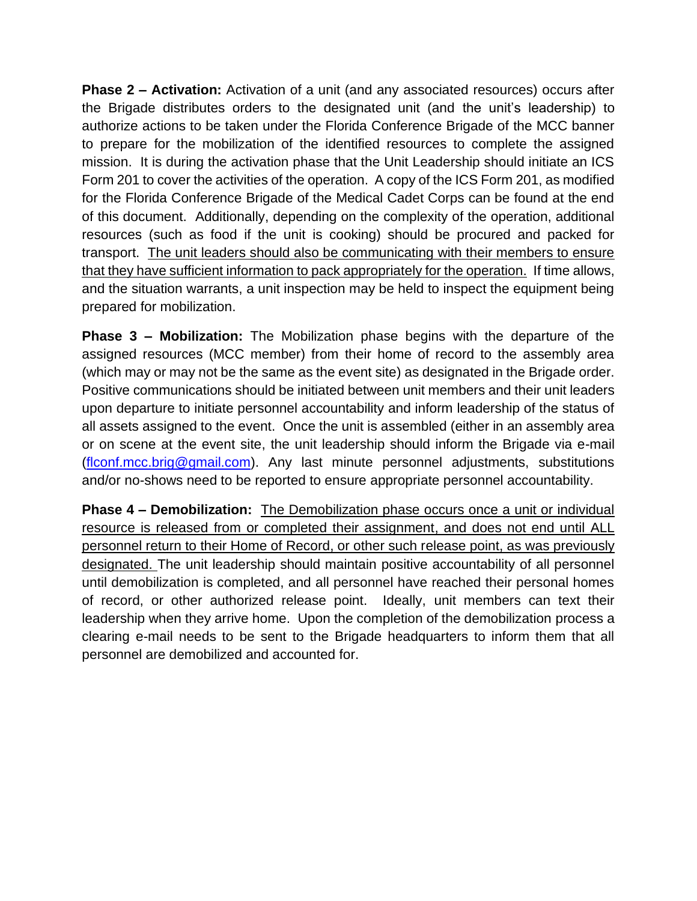**Phase 2 – Activation:** Activation of a unit (and any associated resources) occurs after the Brigade distributes orders to the designated unit (and the unit's leadership) to authorize actions to be taken under the Florida Conference Brigade of the MCC banner to prepare for the mobilization of the identified resources to complete the assigned mission. It is during the activation phase that the Unit Leadership should initiate an ICS Form 201 to cover the activities of the operation. A copy of the ICS Form 201, as modified for the Florida Conference Brigade of the Medical Cadet Corps can be found at the end of this document. Additionally, depending on the complexity of the operation, additional resources (such as food if the unit is cooking) should be procured and packed for transport. <u>The unit leaders should also be communicating with their members to ensure that they have sufficient information to pack appropriately for the operation.</u> If time allows, and the situation warrants, a unit inspection may be held to inspect the equipment being prepared for mobilization.

**Phase 3 – Mobilization:** The Mobilization phase begins with the departure of the assigned resources (MCC member) from their home of record to the assembly area (which may or may not be the same as the event site) as designated in the Brigade order. Positive communications should be initiated between unit members and their unit leaders upon departure to initiate personnel accountability and inform leadership of the status of all assets assigned to the event. Once the unit is assembled (either in an assembly area or on scene at the event site, the unit leadership should inform the Brigade via e-mail (flconf.mcc.brig@gmail.com). Any last minute personnel adjustments, substitutions and/or no-shows need to be reported to ensure appropriate personnel accountability.

**Phase 4 – Demobilization:** <u>The Demobilization phase occurs once a unit or individual resource is released from or completed their assignment, and does not end until ALL personnel return to their Home of Record, or other such release point, as was previously designated.</u> The unit leadership should maintain positive accountability of all personnel until demobilization is completed, and all personnel have reached their personal homes of record, or other authorized release point. Ideally, unit members can text their leadership when they arrive home. Upon the completion of the demobilization process a clearing e-mail needs to be sent to the Brigade headquarters to inform them that all personnel are demobilized and accounted for.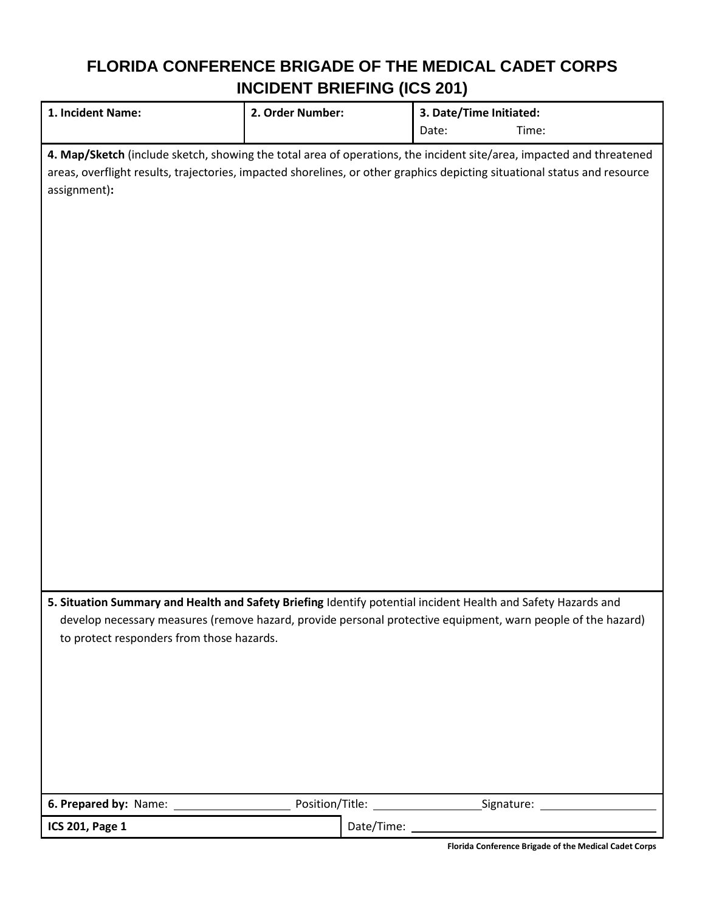# FLORIDA CONFERENCE BRIGADE OF THE MEDICAL CADET CORPS
## INCIDENT BRIEFING (ICS 201)

| **1. Incident Name:** | **2. Order Number:** | **3. Date/Time Initiated:** Date: Time: |
|---|---|---|

**4. Map/Sketch** (include sketch, showing the total area of operations, the incident site/area, impacted and threatened areas, overflight results, trajectories, impacted shorelines, or other graphics depicting situational status and resource assignment)**:**

**5. Situation Summary and Health and Safety Briefing** Identify potential incident Health and Safety Hazards and develop necessary measures (remove hazard, provide personal protective equipment, warn people of the hazard) to protect responders from those hazards.

**6. Prepared by:** Name: ____________ Position/Title: ____________ Signature: ____________

| **ICS 201, Page 1** | Date/Time: ____________ |
|---|---|

Florida Conference Brigade of the Medical Cadet Corps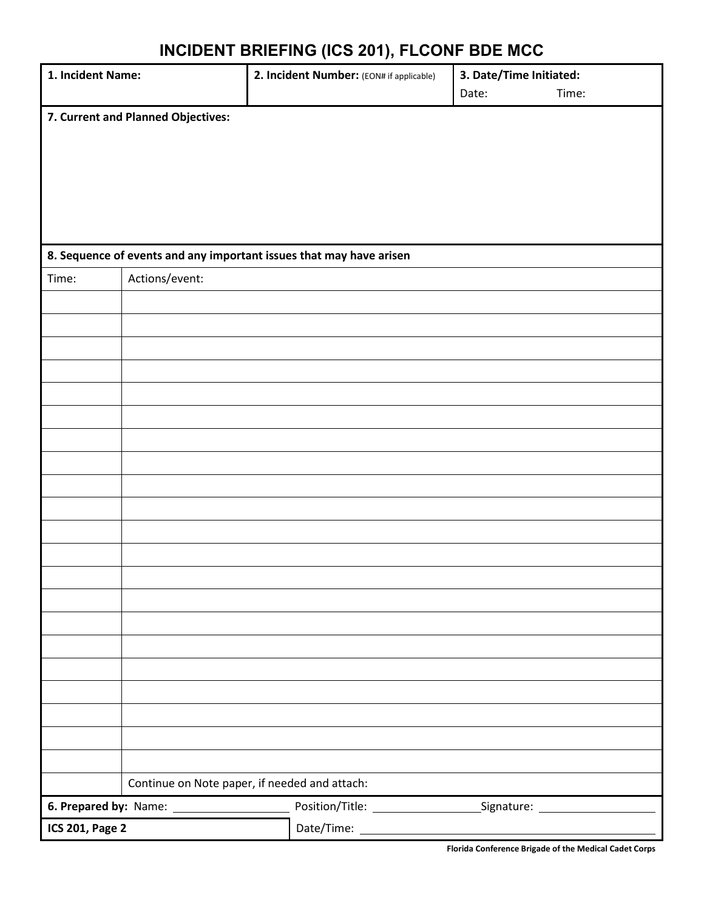# INCIDENT BRIEFING (ICS 201), FLCONF BDE MCC

| 1. Incident Name: | 2. Incident Number: (EON# if applicable) | 3. Date/Time Initiated: Date: Time: |
|---|---|---|

**7. Current and Planned Objectives:**

**8. Sequence of events and any important issues that may have arisen**

| Time: | Actions/event: |
|---|---|
| | |
| | |
| | |
| | |
| | |
| | |
| | |
| | |
| | |
| | |
| | |
| | |
| | |
| | |
| | |
| | |
| | |
| | |
| | |
| | |
| | |
| | Continue on Note paper, if needed and attach: |

**6. Prepared by:** Name: \_\_\_\_\_\_\_\_\_\_ Position/Title: \_\_\_\_\_\_\_\_\_\_ Signature: \_\_\_\_\_\_\_\_\_\_

**ICS 201, Page 2** Date/Time: \_\_\_\_\_\_\_\_\_\_

**Florida Conference Brigade of the Medical Cadet Corps**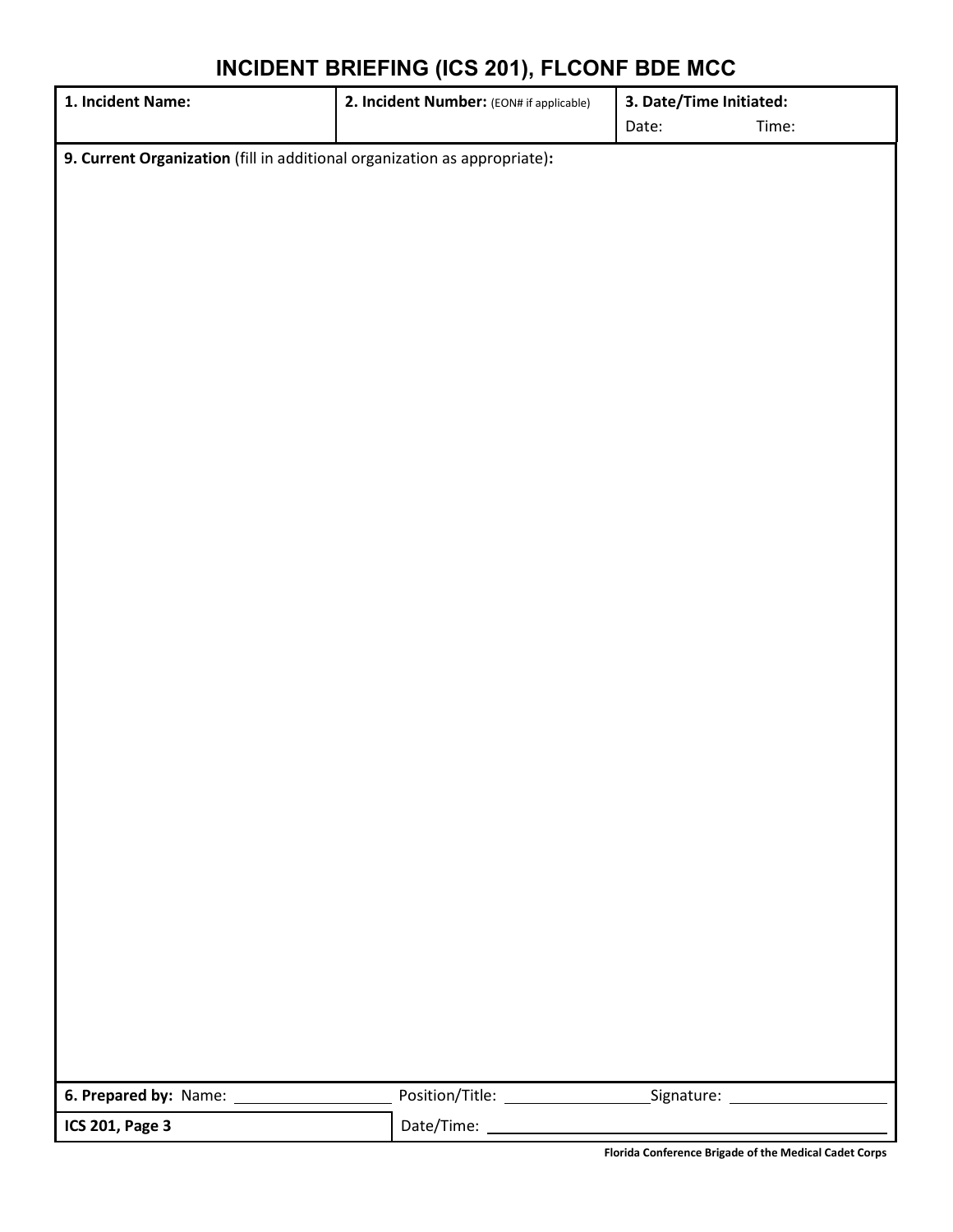# INCIDENT BRIEFING (ICS 201), FLCONF BDE MCC

| **1. Incident Name:** | **2. Incident Number:** (EON# if applicable) | **3. Date/Time Initiated:** Date: Time: |
| --- | --- | --- |

**9. Current Organization** (fill in additional organization as appropriate)**:**

| **6. Prepared by:** Name: ________ | Position/Title: ________ | Signature: ________ |
| --- | --- | --- |
| **ICS 201, Page 3** | Date/Time: ________ | |

**Florida Conference Brigade of the Medical Cadet Corps**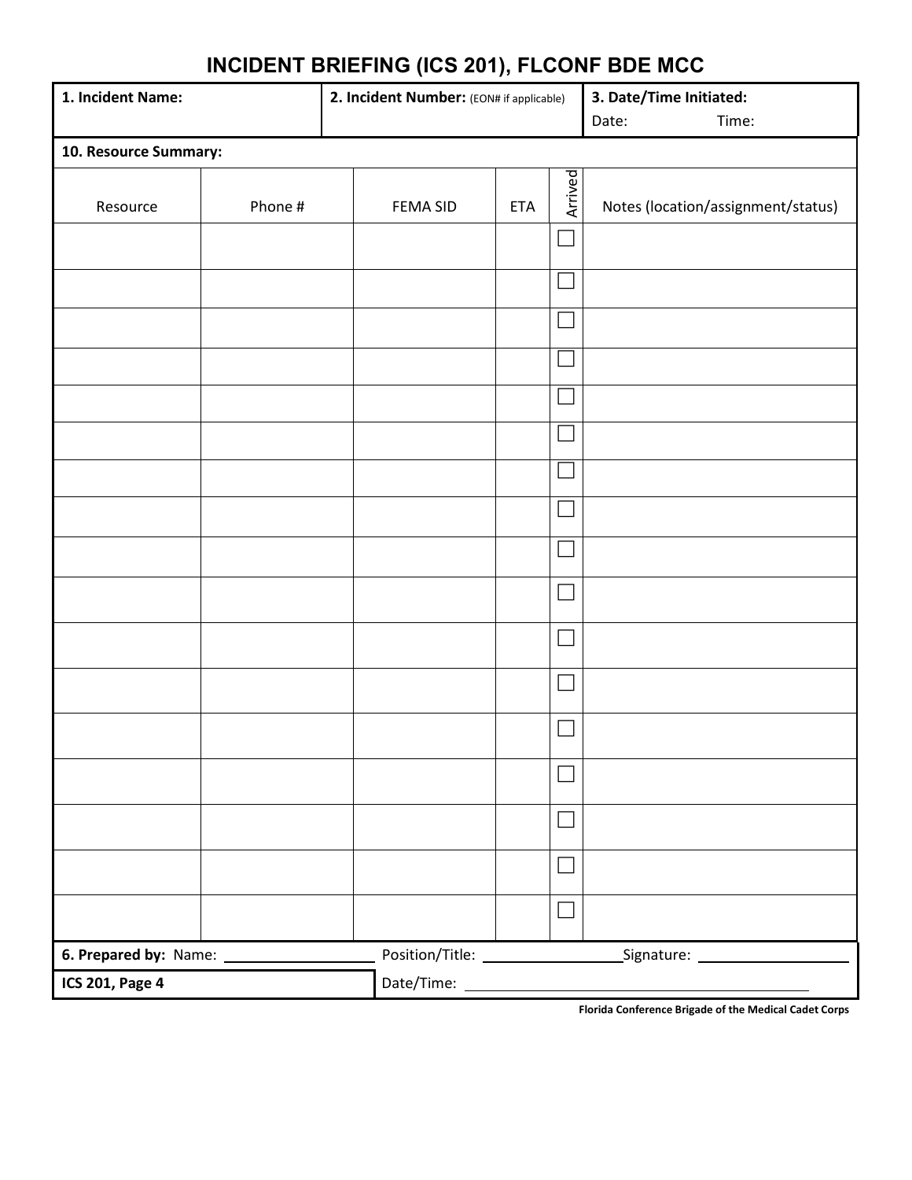# INCIDENT BRIEFING (ICS 201), FLCONF BDE MCC

| **1. Incident Name:** | **2. Incident Number:** (EON# if applicable) | **3. Date/Time Initiated:** Date: Time: |
|---|---|---|

**10. Resource Summary:**

| Resource | Phone # | FEMA SID | ETA | Arrived | Notes (location/assignment/status) |
|---|---|---|---|---|---|
| | | | | ☐ | |
| | | | | ☐ | |
| | | | | ☐ | |
| | | | | ☐ | |
| | | | | ☐ | |
| | | | | ☐ | |
| | | | | ☐ | |
| | | | | ☐ | |
| | | | | ☐ | |
| | | | | ☐ | |
| | | | | ☐ | |
| | | | | ☐ | |
| | | | | ☐ | |
| | | | | ☐ | |
| | | | | ☐ | |
| | | | | ☐ | |
| | | | | ☐ | |

**6. Prepared by:** Name: ______________ Position/Title: ______________ Signature: ______________

**ICS 201, Page 4** Date/Time: ______________

**Florida Conference Brigade of the Medical Cadet Corps**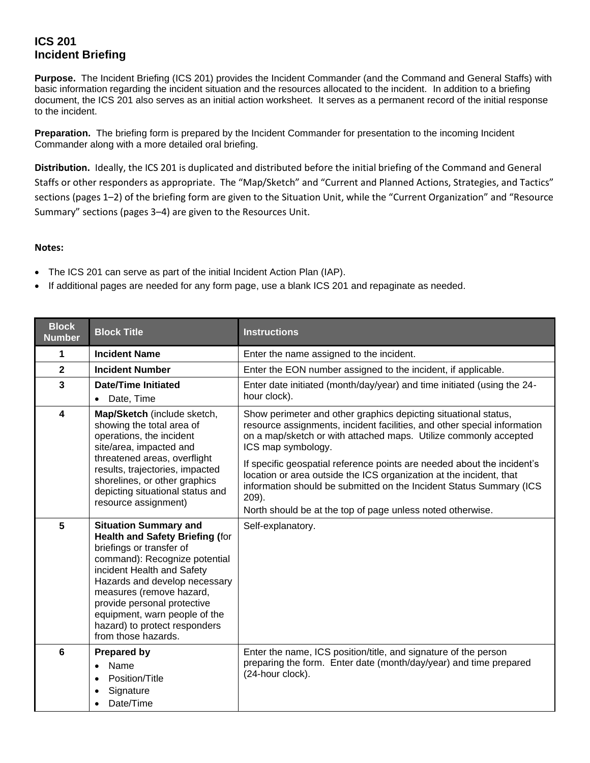# ICS 201
# Incident Briefing

**Purpose.** The Incident Briefing (ICS 201) provides the Incident Commander (and the Command and General Staffs) with basic information regarding the incident situation and the resources allocated to the incident. In addition to a briefing document, the ICS 201 also serves as an initial action worksheet. It serves as a permanent record of the initial response to the incident.

**Preparation.** The briefing form is prepared by the Incident Commander for presentation to the incoming Incident Commander along with a more detailed oral briefing.

**Distribution.** Ideally, the ICS 201 is duplicated and distributed before the initial briefing of the Command and General Staffs or other responders as appropriate. The "Map/Sketch" and "Current and Planned Actions, Strategies, and Tactics" sections (pages 1–2) of the briefing form are given to the Situation Unit, while the "Current Organization" and "Resource Summary" sections (pages 3–4) are given to the Resources Unit.

**Notes:**

- The ICS 201 can serve as part of the initial Incident Action Plan (IAP).
- If additional pages are needed for any form page, use a blank ICS 201 and repaginate as needed.

| Block Number | Block Title | Instructions |
|---|---|---|
| 1 | **Incident Name** | Enter the name assigned to the incident. |
| 2 | **Incident Number** | Enter the EON number assigned to the incident, if applicable. |
| 3 | **Date/Time Initiated**<br>• Date, Time | Enter date initiated (month/day/year) and time initiated (using the 24-hour clock). |
| 4 | **Map/Sketch** (include sketch, showing the total area of operations, the incident site/area, impacted and threatened areas, overflight results, trajectories, impacted shorelines, or other graphics depicting situational status and resource assignment) | Show perimeter and other graphics depicting situational status, resource assignments, incident facilities, and other special information on a map/sketch or with attached maps. Utilize commonly accepted ICS map symbology.<br>If specific geospatial reference points are needed about the incident's location or area outside the ICS organization at the incident, that information should be submitted on the Incident Status Summary (ICS 209).<br>North should be at the top of page unless noted otherwise. |
| 5 | **Situation Summary and Health and Safety Briefing (**for briefings or transfer of command): Recognize potential incident Health and Safety Hazards and develop necessary measures (remove hazard, provide personal protective equipment, warn people of the hazard) to protect responders from those hazards. | Self-explanatory. |
| 6 | **Prepared by**<br>• Name<br>• Position/Title<br>• Signature<br>• Date/Time | Enter the name, ICS position/title, and signature of the person preparing the form. Enter date (month/day/year) and time prepared (24-hour clock). |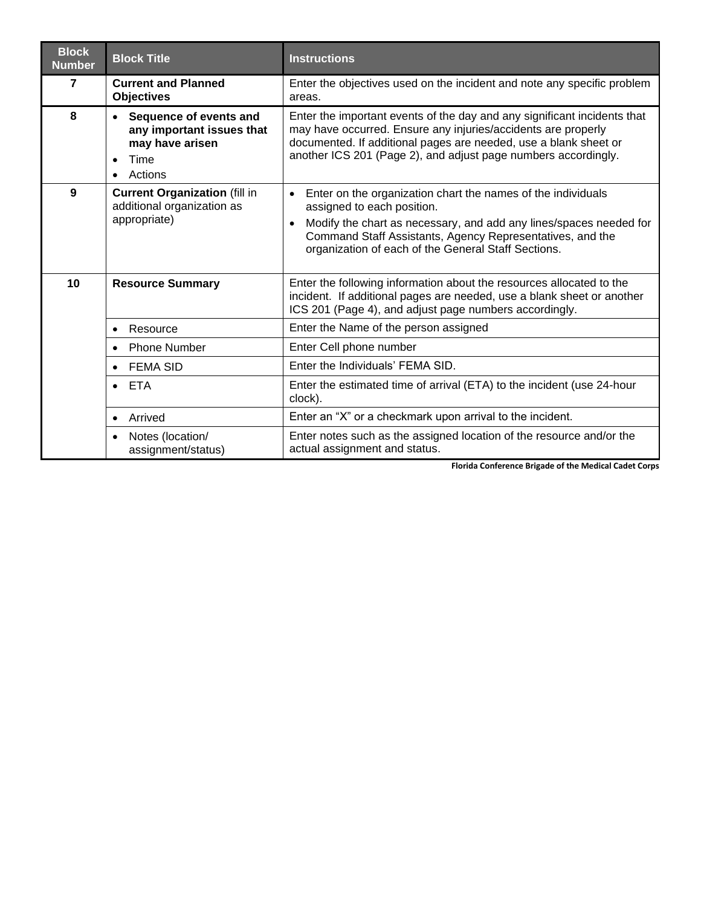| Block Number | Block Title | Instructions |
|---|---|---|
| 7 | **Current and Planned Objectives** | Enter the objectives used on the incident and note any specific problem areas. |
| 8 | • **Sequence of events and any important issues that may have arisen**<br>• Time<br>• Actions | Enter the important events of the day and any significant incidents that may have occurred. Ensure any injuries/accidents are properly documented. If additional pages are needed, use a blank sheet or another ICS 201 (Page 2), and adjust page numbers accordingly. |
| 9 | **Current Organization** (fill in additional organization as appropriate) | • Enter on the organization chart the names of the individuals assigned to each position.<br>• Modify the chart as necessary, and add any lines/spaces needed for Command Staff Assistants, Agency Representatives, and the organization of each of the General Staff Sections. |
| 10 | **Resource Summary** | Enter the following information about the resources allocated to the incident. If additional pages are needed, use a blank sheet or another ICS 201 (Page 4), and adjust page numbers accordingly. |
| | • Resource | Enter the Name of the person assigned |
| | • Phone Number | Enter Cell phone number |
| | • FEMA SID | Enter the Individuals' FEMA SID. |
| | • ETA | Enter the estimated time of arrival (ETA) to the incident (use 24-hour clock). |
| | • Arrived | Enter an "X" or a checkmark upon arrival to the incident. |
| | • Notes (location/ assignment/status) | Enter notes such as the assigned location of the resource and/or the actual assignment and status. |